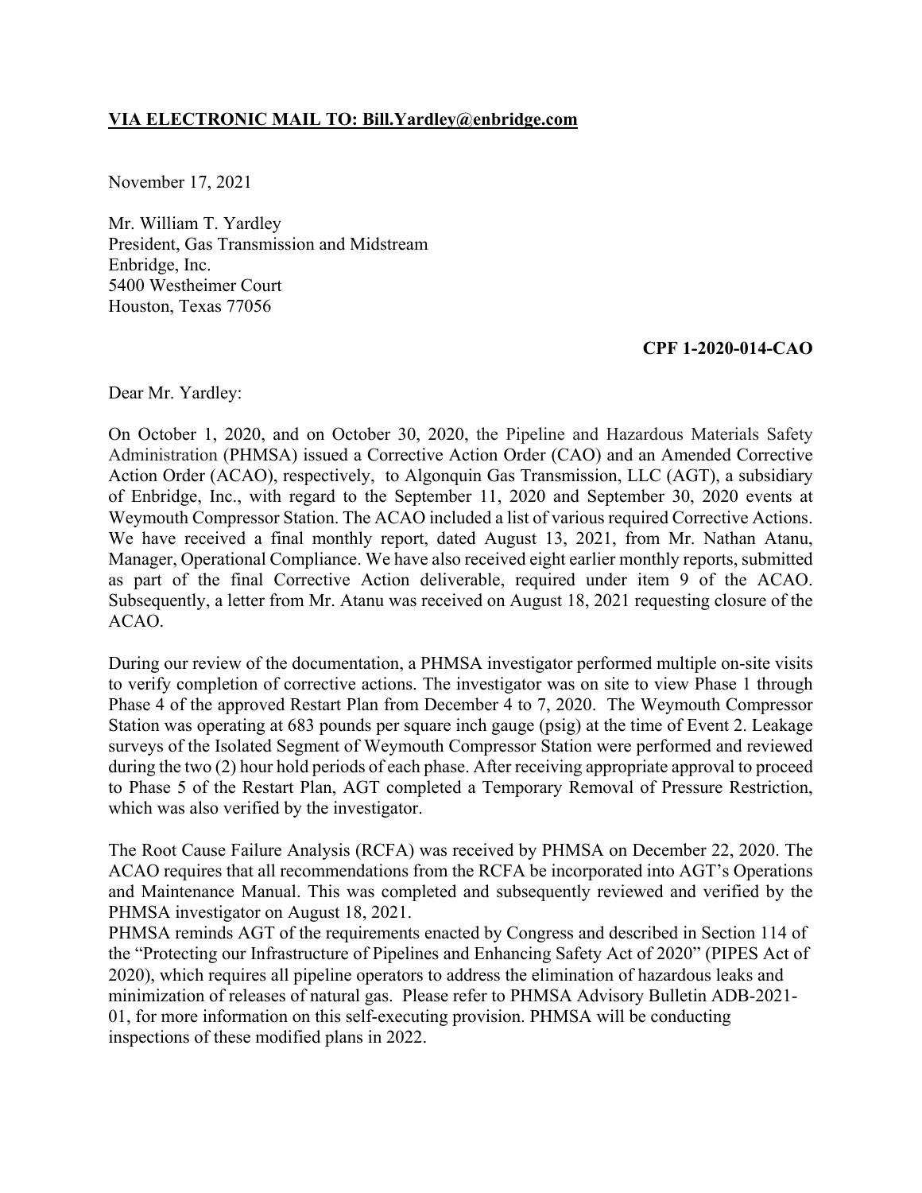**VIA ELECTRONIC MAIL TO: Bill.Yardley@enbridge.com**

November 17, 2021

Mr. William T. Yardley  
President, Gas Transmission and Midstream  
Enbridge, Inc.  
5400 Westheimer Court  
Houston, Texas 77056

**CPF 1-2020-014-CAO**

Dear Mr. Yardley:

On October 1, 2020, and on October 30, 2020, the Pipeline and Hazardous Materials Safety Administration (PHMSA) issued a Corrective Action Order (CAO) and an Amended Corrective Action Order (ACAO), respectively, to Algonquin Gas Transmission, LLC (AGT), a subsidiary of Enbridge, Inc., with regard to the September 11, 2020 and September 30, 2020 events at Weymouth Compressor Station. The ACAO included a list of various required Corrective Actions. We have received a final monthly report, dated August 13, 2021, from Mr. Nathan Atanu, Manager, Operational Compliance. We have also received eight earlier monthly reports, submitted as part of the final Corrective Action deliverable, required under item 9 of the ACAO. Subsequently, a letter from Mr. Atanu was received on August 18, 2021 requesting closure of the ACAO.

During our review of the documentation, a PHMSA investigator performed multiple on-site visits to verify completion of corrective actions. The investigator was on site to view Phase 1 through Phase 4 of the approved Restart Plan from December 4 to 7, 2020. The Weymouth Compressor Station was operating at 683 pounds per square inch gauge (psig) at the time of Event 2. Leakage surveys of the Isolated Segment of Weymouth Compressor Station were performed and reviewed during the two (2) hour hold periods of each phase. After receiving appropriate approval to proceed to Phase 5 of the Restart Plan, AGT completed a Temporary Removal of Pressure Restriction, which was also verified by the investigator.

The Root Cause Failure Analysis (RCFA) was received by PHMSA on December 22, 2020. The ACAO requires that all recommendations from the RCFA be incorporated into AGT's Operations and Maintenance Manual. This was completed and subsequently reviewed and verified by the PHMSA investigator on August 18, 2021.

PHMSA reminds AGT of the requirements enacted by Congress and described in Section 114 of the "Protecting our Infrastructure of Pipelines and Enhancing Safety Act of 2020" (PIPES Act of 2020), which requires all pipeline operators to address the elimination of hazardous leaks and minimization of releases of natural gas. Please refer to PHMSA Advisory Bulletin ADB-2021-01, for more information on this self-executing provision. PHMSA will be conducting inspections of these modified plans in 2022.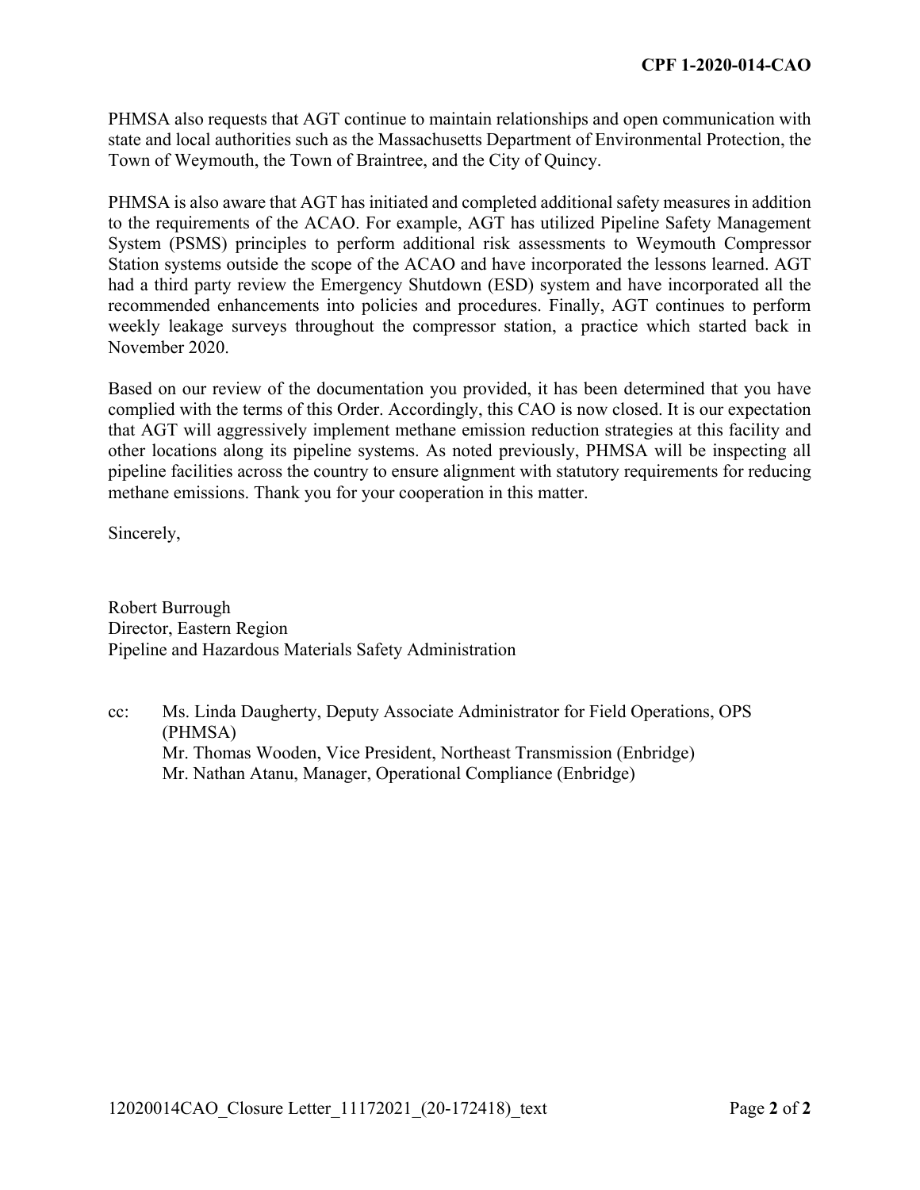PHMSA also requests that AGT continue to maintain relationships and open communication with state and local authorities such as the Massachusetts Department of Environmental Protection, the Town of Weymouth, the Town of Braintree, and the City of Quincy.

PHMSA is also aware that AGT has initiated and completed additional safety measures in addition to the requirements of the ACAO. For example, AGT has utilized Pipeline Safety Management System (PSMS) principles to perform additional risk assessments to Weymouth Compressor Station systems outside the scope of the ACAO and have incorporated the lessons learned. AGT had a third party review the Emergency Shutdown (ESD) system and have incorporated all the recommended enhancements into policies and procedures. Finally, AGT continues to perform weekly leakage surveys throughout the compressor station, a practice which started back in November 2020.

Based on our review of the documentation you provided, it has been determined that you have complied with the terms of this Order. Accordingly, this CAO is now closed. It is our expectation that AGT will aggressively implement methane emission reduction strategies at this facility and other locations along its pipeline systems. As noted previously, PHMSA will be inspecting all pipeline facilities across the country to ensure alignment with statutory requirements for reducing methane emissions. Thank you for your cooperation in this matter.

Sincerely,

Robert Burrough
Director, Eastern Region
Pipeline and Hazardous Materials Safety Administration

cc: Ms. Linda Daugherty, Deputy Associate Administrator for Field Operations, OPS (PHMSA)
Mr. Thomas Wooden, Vice President, Northeast Transmission (Enbridge)
Mr. Nathan Atanu, Manager, Operational Compliance (Enbridge)